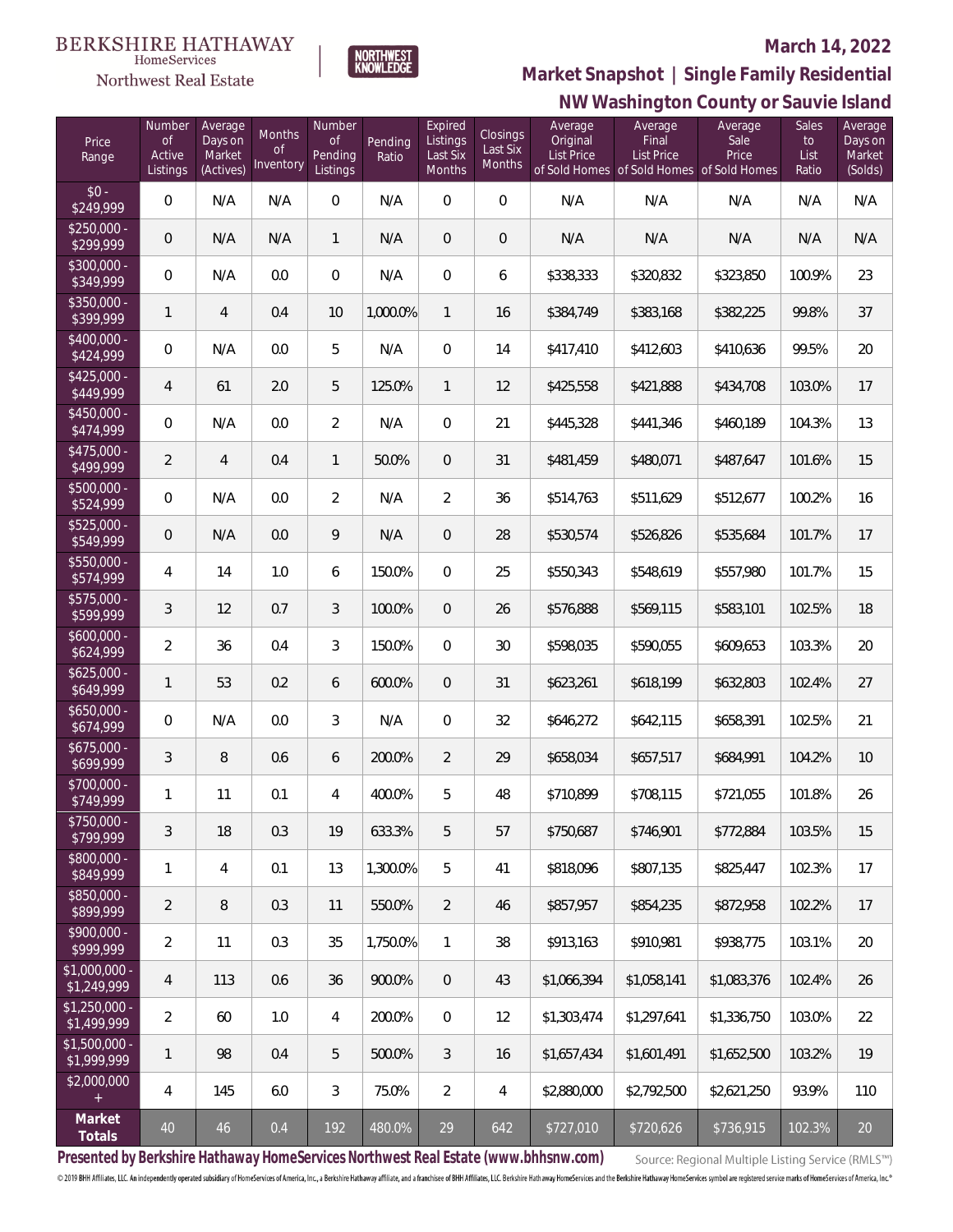BERKSHIRE HATHAWAY HomeServices Northwest Real Estate

NORTHWEST KNOWLEDGE

# March 14, 2022

## Market Snapshot | Single Family Residential

## NW Washington County or Sauvie Island

| Price Range | Number of Active Listings | Average Days on Market (Actives) | Months of Inventory | Number of Pending Listings | Pending Ratio | Expired Listings Last Six Months | Closings Last Six Months | Average Original List Price of Sold Homes | Average Final List Price of Sold Homes | Average Sale Price of Sold Homes | Sales to List Ratio | Average Days on Market (Solds) |
|---|---|---|---|---|---|---|---|---|---|---|---|---|
| $0 - $249,999 | 0 | N/A | N/A | 0 | N/A | 0 | 0 | N/A | N/A | N/A | N/A | N/A |
| $250,000 - $299,999 | 0 | N/A | N/A | 1 | N/A | 0 | 0 | N/A | N/A | N/A | N/A | N/A |
| $300,000 - $349,999 | 0 | N/A | 0.0 | 0 | N/A | 0 | 6 | $338,333 | $320,832 | $323,850 | 100.9% | 23 |
| $350,000 - $399,999 | 1 | 4 | 0.4 | 10 | 1,000.0% | 1 | 16 | $384,749 | $383,168 | $382,225 | 99.8% | 37 |
| $400,000 - $424,999 | 0 | N/A | 0.0 | 5 | N/A | 0 | 14 | $417,410 | $412,603 | $410,636 | 99.5% | 20 |
| $425,000 - $449,999 | 4 | 61 | 2.0 | 5 | 125.0% | 1 | 12 | $425,558 | $421,888 | $434,708 | 103.0% | 17 |
| $450,000 - $474,999 | 0 | N/A | 0.0 | 2 | N/A | 0 | 21 | $445,328 | $441,346 | $460,189 | 104.3% | 13 |
| $475,000 - $499,999 | 2 | 4 | 0.4 | 1 | 50.0% | 0 | 31 | $481,459 | $480,071 | $487,647 | 101.6% | 15 |
| $500,000 - $524,999 | 0 | N/A | 0.0 | 2 | N/A | 2 | 36 | $514,763 | $511,629 | $512,677 | 100.2% | 16 |
| $525,000 - $549,999 | 0 | N/A | 0.0 | 9 | N/A | 0 | 28 | $530,574 | $526,826 | $535,684 | 101.7% | 17 |
| $550,000 - $574,999 | 4 | 14 | 1.0 | 6 | 150.0% | 0 | 25 | $550,343 | $548,619 | $557,980 | 101.7% | 15 |
| $575,000 - $599,999 | 3 | 12 | 0.7 | 3 | 100.0% | 0 | 26 | $576,888 | $569,115 | $583,101 | 102.5% | 18 |
| $600,000 - $624,999 | 2 | 36 | 0.4 | 3 | 150.0% | 0 | 30 | $598,035 | $590,055 | $609,653 | 103.3% | 20 |
| $625,000 - $649,999 | 1 | 53 | 0.2 | 6 | 600.0% | 0 | 31 | $623,261 | $618,199 | $632,803 | 102.4% | 27 |
| $650,000 - $674,999 | 0 | N/A | 0.0 | 3 | N/A | 0 | 32 | $646,272 | $642,115 | $658,391 | 102.5% | 21 |
| $675,000 - $699,999 | 3 | 8 | 0.6 | 6 | 200.0% | 2 | 29 | $658,034 | $657,517 | $684,991 | 104.2% | 10 |
| $700,000 - $749,999 | 1 | 11 | 0.1 | 4 | 400.0% | 5 | 48 | $710,899 | $708,115 | $721,055 | 101.8% | 26 |
| $750,000 - $799,999 | 3 | 18 | 0.3 | 19 | 633.3% | 5 | 57 | $750,687 | $746,901 | $772,884 | 103.5% | 15 |
| $800,000 - $849,999 | 1 | 4 | 0.1 | 13 | 1,300.0% | 5 | 41 | $818,096 | $807,135 | $825,447 | 102.3% | 17 |
| $850,000 - $899,999 | 2 | 8 | 0.3 | 11 | 550.0% | 2 | 46 | $857,957 | $854,235 | $872,958 | 102.2% | 17 |
| $900,000 - $999,999 | 2 | 11 | 0.3 | 35 | 1,750.0% | 1 | 38 | $913,163 | $910,981 | $938,775 | 103.1% | 20 |
| $1,000,000 - $1,249,999 | 4 | 113 | 0.6 | 36 | 900.0% | 0 | 43 | $1,066,394 | $1,058,141 | $1,083,376 | 102.4% | 26 |
| $1,250,000 - $1,499,999 | 2 | 60 | 1.0 | 4 | 200.0% | 0 | 12 | $1,303,474 | $1,297,641 | $1,336,750 | 103.0% | 22 |
| $1,500,000 - $1,999,999 | 1 | 98 | 0.4 | 5 | 500.0% | 3 | 16 | $1,657,434 | $1,601,491 | $1,652,500 | 103.2% | 19 |
| $2,000,000 + | 4 | 145 | 6.0 | 3 | 75.0% | 2 | 4 | $2,880,000 | $2,792,500 | $2,621,250 | 93.9% | 110 |
| **Market Totals** | 40 | 46 | 0.4 | 192 | 480.0% | 29 | 642 | $727,010 | $720,626 | $736,915 | 102.3% | 20 |

**Presented by Berkshire Hathaway HomeServices Northwest Real Estate (www.bhhsnw.com)**

Source: Regional Multiple Listing Service (RMLS™)

© 2019 BHH Affiliates, LLC. An independently operated subsidiary of HomeServices of America, Inc., a Berkshire Hathaway affiliate, and a franchisee of BHH Affiliates, LLC. Berkshire Hathaway HomeServices and the Berkshire Hathaway HomeServices symbol are registered service marks of HomeServices of America, Inc.®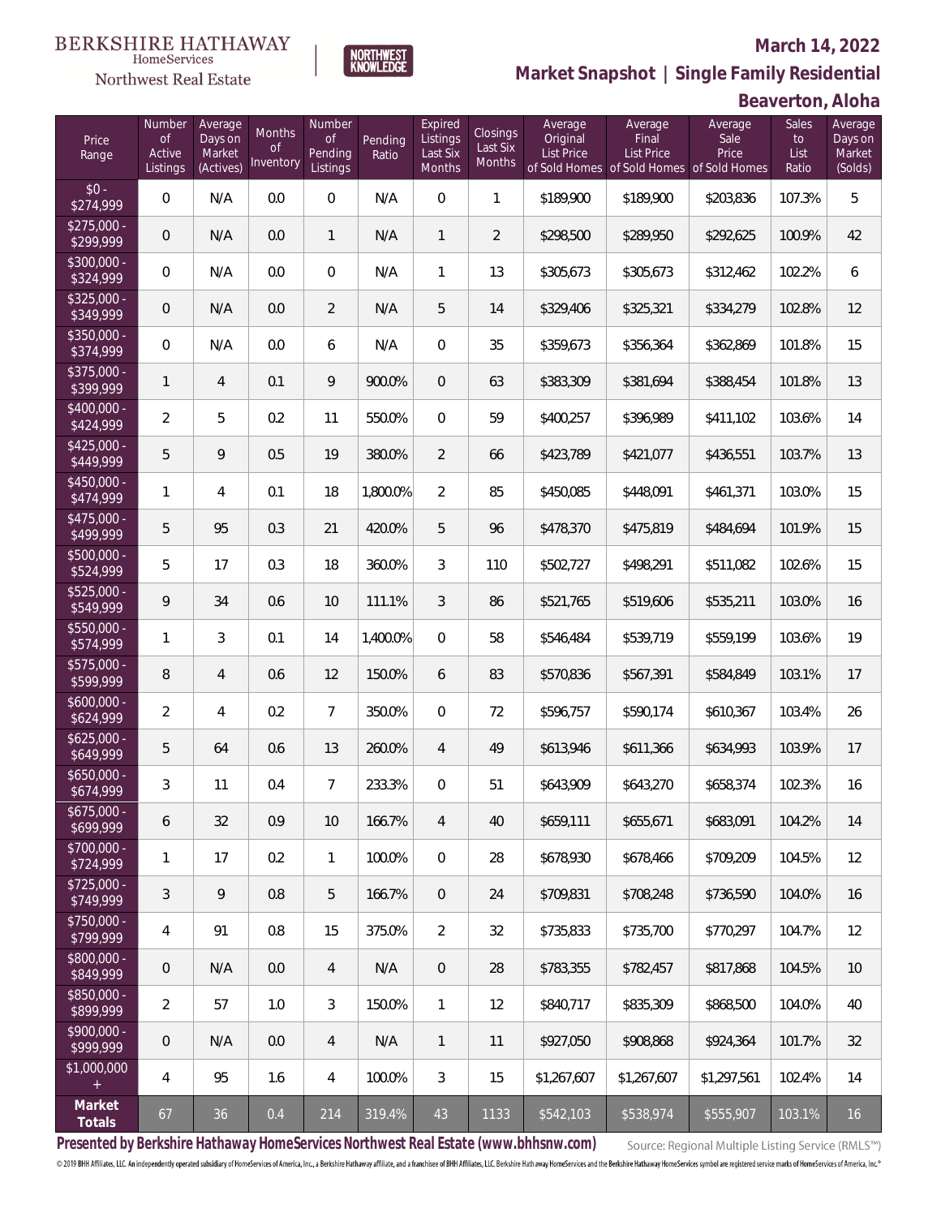BERKSHIRE HATHAWAY HomeServices Northwest Real Estate

NORTHWEST KNOWLEDGE

# March 14, 2022

## Market Snapshot | Single Family Residential

## Beaverton, Aloha

| Price Range | Number of Active Listings | Average Days on Market (Actives) | Months of Inventory | Number of Pending Listings | Pending Ratio | Expired Listings Last Six Months | Closings Last Six Months | Average Original List Price of Sold Homes | Average Final List Price of Sold Homes | Average Sale Price of Sold Homes | Sales to List Ratio | Average Days on Market (Solds) |
|---|---|---|---|---|---|---|---|---|---|---|---|---|
| $0 - $274,999 | 0 | N/A | 0.0 | 0 | N/A | 0 | 1 | $189,900 | $189,900 | $203,836 | 107.3% | 5 |
| $275,000 - $299,999 | 0 | N/A | 0.0 | 1 | N/A | 1 | 2 | $298,500 | $289,950 | $292,625 | 100.9% | 42 |
| $300,000 - $324,999 | 0 | N/A | 0.0 | 0 | N/A | 1 | 13 | $305,673 | $305,673 | $312,462 | 102.2% | 6 |
| $325,000 - $349,999 | 0 | N/A | 0.0 | 2 | N/A | 5 | 14 | $329,406 | $325,321 | $334,279 | 102.8% | 12 |
| $350,000 - $374,999 | 0 | N/A | 0.0 | 6 | N/A | 0 | 35 | $359,673 | $356,364 | $362,869 | 101.8% | 15 |
| $375,000 - $399,999 | 1 | 4 | 0.1 | 9 | 900.0% | 0 | 63 | $383,309 | $381,694 | $388,454 | 101.8% | 13 |
| $400,000 - $424,999 | 2 | 5 | 0.2 | 11 | 550.0% | 0 | 59 | $400,257 | $396,989 | $411,102 | 103.6% | 14 |
| $425,000 - $449,999 | 5 | 9 | 0.5 | 19 | 380.0% | 2 | 66 | $423,789 | $421,077 | $436,551 | 103.7% | 13 |
| $450,000 - $474,999 | 1 | 4 | 0.1 | 18 | 1,800.0% | 2 | 85 | $450,085 | $448,091 | $461,371 | 103.0% | 15 |
| $475,000 - $499,999 | 5 | 95 | 0.3 | 21 | 420.0% | 5 | 96 | $478,370 | $475,819 | $484,694 | 101.9% | 15 |
| $500,000 - $524,999 | 5 | 17 | 0.3 | 18 | 360.0% | 3 | 110 | $502,727 | $498,291 | $511,082 | 102.6% | 15 |
| $525,000 - $549,999 | 9 | 34 | 0.6 | 10 | 111.1% | 3 | 86 | $521,765 | $519,606 | $535,211 | 103.0% | 16 |
| $550,000 - $574,999 | 1 | 3 | 0.1 | 14 | 1,400.0% | 0 | 58 | $546,484 | $539,719 | $559,199 | 103.6% | 19 |
| $575,000 - $599,999 | 8 | 4 | 0.6 | 12 | 150.0% | 6 | 83 | $570,836 | $567,391 | $584,849 | 103.1% | 17 |
| $600,000 - $624,999 | 2 | 4 | 0.2 | 7 | 350.0% | 0 | 72 | $596,757 | $590,174 | $610,367 | 103.4% | 26 |
| $625,000 - $649,999 | 5 | 64 | 0.6 | 13 | 260.0% | 4 | 49 | $613,946 | $611,366 | $634,993 | 103.9% | 17 |
| $650,000 - $674,999 | 3 | 11 | 0.4 | 7 | 233.3% | 0 | 51 | $643,909 | $643,270 | $658,374 | 102.3% | 16 |
| $675,000 - $699,999 | 6 | 32 | 0.9 | 10 | 166.7% | 4 | 40 | $659,111 | $655,671 | $683,091 | 104.2% | 14 |
| $700,000 - $724,999 | 1 | 17 | 0.2 | 1 | 100.0% | 0 | 28 | $678,930 | $678,466 | $709,209 | 104.5% | 12 |
| $725,000 - $749,999 | 3 | 9 | 0.8 | 5 | 166.7% | 0 | 24 | $709,831 | $708,248 | $736,590 | 104.0% | 16 |
| $750,000 - $799,999 | 4 | 91 | 0.8 | 15 | 375.0% | 2 | 32 | $735,833 | $735,700 | $770,297 | 104.7% | 12 |
| $800,000 - $849,999 | 0 | N/A | 0.0 | 4 | N/A | 0 | 28 | $783,355 | $782,457 | $817,868 | 104.5% | 10 |
| $850,000 - $899,999 | 2 | 57 | 1.0 | 3 | 150.0% | 1 | 12 | $840,717 | $835,309 | $868,500 | 104.0% | 40 |
| $900,000 - $999,999 | 0 | N/A | 0.0 | 4 | N/A | 1 | 11 | $927,050 | $908,868 | $924,364 | 101.7% | 32 |
| $1,000,000 + | 4 | 95 | 1.6 | 4 | 100.0% | 3 | 15 | $1,267,607 | $1,267,607 | $1,297,561 | 102.4% | 14 |
| **Market Totals** | 67 | 36 | 0.4 | 214 | 319.4% | 43 | 1133 | $542,103 | $538,974 | $555,907 | 103.1% | 16 |

**Presented by Berkshire Hathaway HomeServices Northwest Real Estate (www.bhhsnw.com)**

Source: Regional Multiple Listing Service (RMLS™)

© 2019 BHH Affiliates, LLC. An independently operated subsidiary of HomeServices of America, Inc., a Berkshire Hathaway affiliate, and a franchisee of BHH Affiliates, LLC. Berkshire Hathaway HomeServices and the Berkshire Hathaway HomeServices symbol are registered service marks of HomeServices of America, Inc.®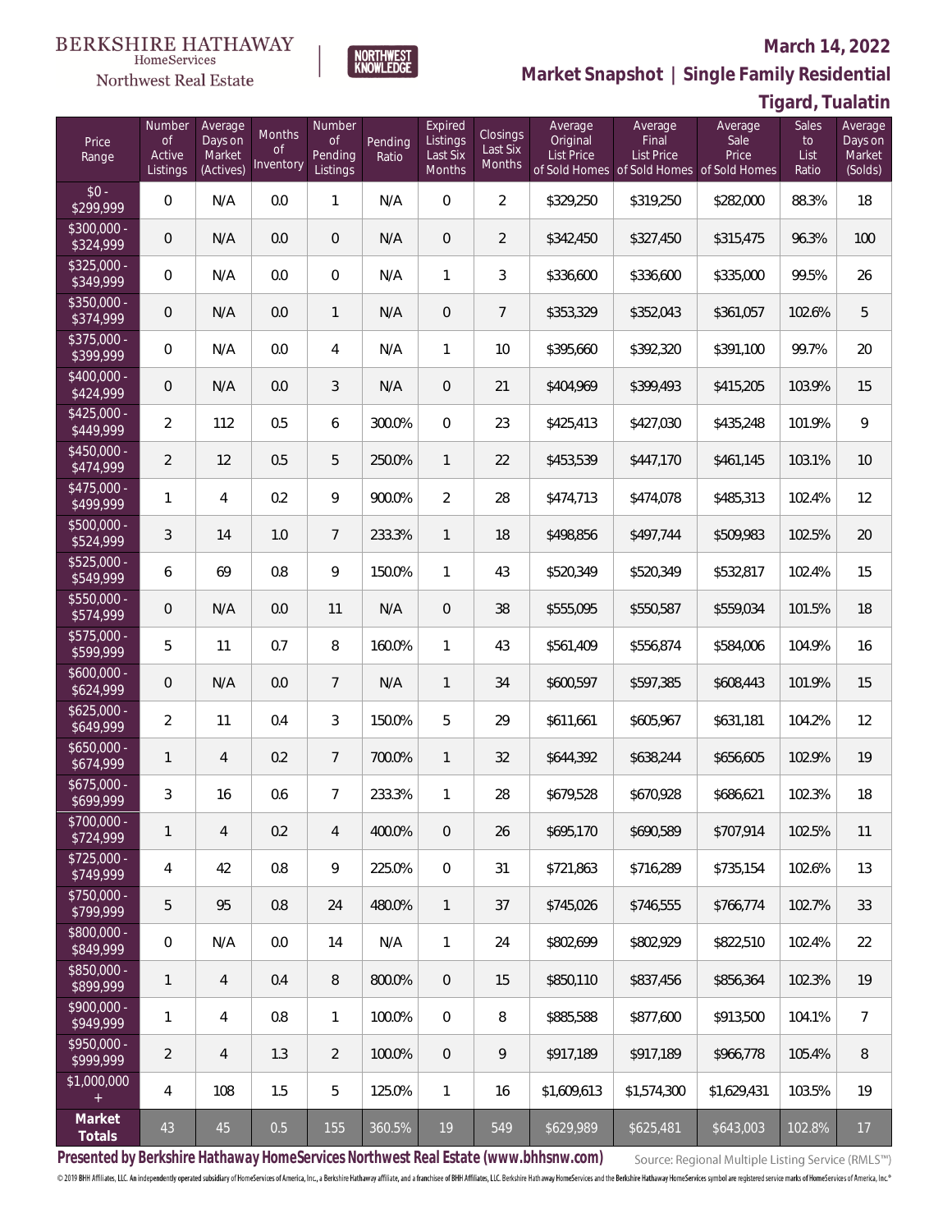BERKSHIRE HATHAWAY HomeServices

Northwest Real Estate

NORTHWEST KNOWLEDGE

**March 14, 2022**

**Market Snapshot | Single Family Residential**

**Tigard, Tualatin**

| Price Range | Number of Active Listings | Average Days on Market (Actives) | Months of Inventory | Number of Pending Listings | Pending Ratio | Expired Listings Last Six Months | Closings Last Six Months | Average Original List Price of Sold Homes | Average Final List Price of Sold Homes | Average Sale Price of Sold Homes | Sales to List Ratio | Average Days on Market (Solds) |
|---|---|---|---|---|---|---|---|---|---|---|---|---|
| $0 - $299,999 | 0 | N/A | 0.0 | 1 | N/A | 0 | 2 | $329,250 | $319,250 | $282,000 | 88.3% | 18 |
| $300,000 - $324,999 | 0 | N/A | 0.0 | 0 | N/A | 0 | 2 | $342,450 | $327,450 | $315,475 | 96.3% | 100 |
| $325,000 - $349,999 | 0 | N/A | 0.0 | 0 | N/A | 1 | 3 | $336,600 | $336,600 | $335,000 | 99.5% | 26 |
| $350,000 - $374,999 | 0 | N/A | 0.0 | 1 | N/A | 0 | 7 | $353,329 | $352,043 | $361,057 | 102.6% | 5 |
| $375,000 - $399,999 | 0 | N/A | 0.0 | 4 | N/A | 1 | 10 | $395,660 | $392,320 | $391,100 | 99.7% | 20 |
| $400,000 - $424,999 | 0 | N/A | 0.0 | 3 | N/A | 0 | 21 | $404,969 | $399,493 | $415,205 | 103.9% | 15 |
| $425,000 - $449,999 | 2 | 112 | 0.5 | 6 | 300.0% | 0 | 23 | $425,413 | $427,030 | $435,248 | 101.9% | 9 |
| $450,000 - $474,999 | 2 | 12 | 0.5 | 5 | 250.0% | 1 | 22 | $453,539 | $447,170 | $461,145 | 103.1% | 10 |
| $475,000 - $499,999 | 1 | 4 | 0.2 | 9 | 900.0% | 2 | 28 | $474,713 | $474,078 | $485,313 | 102.4% | 12 |
| $500,000 - $524,999 | 3 | 14 | 1.0 | 7 | 233.3% | 1 | 18 | $498,856 | $497,744 | $509,983 | 102.5% | 20 |
| $525,000 - $549,999 | 6 | 69 | 0.8 | 9 | 150.0% | 1 | 43 | $520,349 | $520,349 | $532,817 | 102.4% | 15 |
| $550,000 - $574,999 | 0 | N/A | 0.0 | 11 | N/A | 0 | 38 | $555,095 | $550,587 | $559,034 | 101.5% | 18 |
| $575,000 - $599,999 | 5 | 11 | 0.7 | 8 | 160.0% | 1 | 43 | $561,409 | $556,874 | $584,006 | 104.9% | 16 |
| $600,000 - $624,999 | 0 | N/A | 0.0 | 7 | N/A | 1 | 34 | $600,597 | $597,385 | $608,443 | 101.9% | 15 |
| $625,000 - $649,999 | 2 | 11 | 0.4 | 3 | 150.0% | 5 | 29 | $611,661 | $605,967 | $631,181 | 104.2% | 12 |
| $650,000 - $674,999 | 1 | 4 | 0.2 | 7 | 700.0% | 1 | 32 | $644,392 | $638,244 | $656,605 | 102.9% | 19 |
| $675,000 - $699,999 | 3 | 16 | 0.6 | 7 | 233.3% | 1 | 28 | $679,528 | $670,928 | $686,621 | 102.3% | 18 |
| $700,000 - $724,999 | 1 | 4 | 0.2 | 4 | 400.0% | 0 | 26 | $695,170 | $690,589 | $707,914 | 102.5% | 11 |
| $725,000 - $749,999 | 4 | 42 | 0.8 | 9 | 225.0% | 0 | 31 | $721,863 | $716,289 | $735,154 | 102.6% | 13 |
| $750,000 - $799,999 | 5 | 95 | 0.8 | 24 | 480.0% | 1 | 37 | $745,026 | $746,555 | $766,774 | 102.7% | 33 |
| $800,000 - $849,999 | 0 | N/A | 0.0 | 14 | N/A | 1 | 24 | $802,699 | $802,929 | $822,510 | 102.4% | 22 |
| $850,000 - $899,999 | 1 | 4 | 0.4 | 8 | 800.0% | 0 | 15 | $850,110 | $837,456 | $856,364 | 102.3% | 19 |
| $900,000 - $949,999 | 1 | 4 | 0.8 | 1 | 100.0% | 0 | 8 | $885,588 | $877,600 | $913,500 | 104.1% | 7 |
| $950,000 - $999,999 | 2 | 4 | 1.3 | 2 | 100.0% | 0 | 9 | $917,189 | $917,189 | $966,778 | 105.4% | 8 |
| $1,000,000 + | 4 | 108 | 1.5 | 5 | 125.0% | 1 | 16 | $1,609,613 | $1,574,300 | $1,629,431 | 103.5% | 19 |
| **Market Totals** | 43 | 45 | 0.5 | 155 | 360.5% | 19 | 549 | $629,989 | $625,481 | $643,003 | 102.8% | 17 |

**Presented by Berkshire Hathaway HomeServices Northwest Real Estate (www.bhhsnw.com)**

Source: Regional Multiple Listing Service (RMLS™)

© 2019 BHH Affiliates, LLC. An independently operated subsidiary of HomeServices of America, Inc., a Berkshire Hathaway affiliate, and a franchisee of BHH Affiliates, LLC. Berkshire Hathaway HomeServices and the Berkshire Hathaway HomeServices symbol are registered service marks of HomeServices of America, Inc.®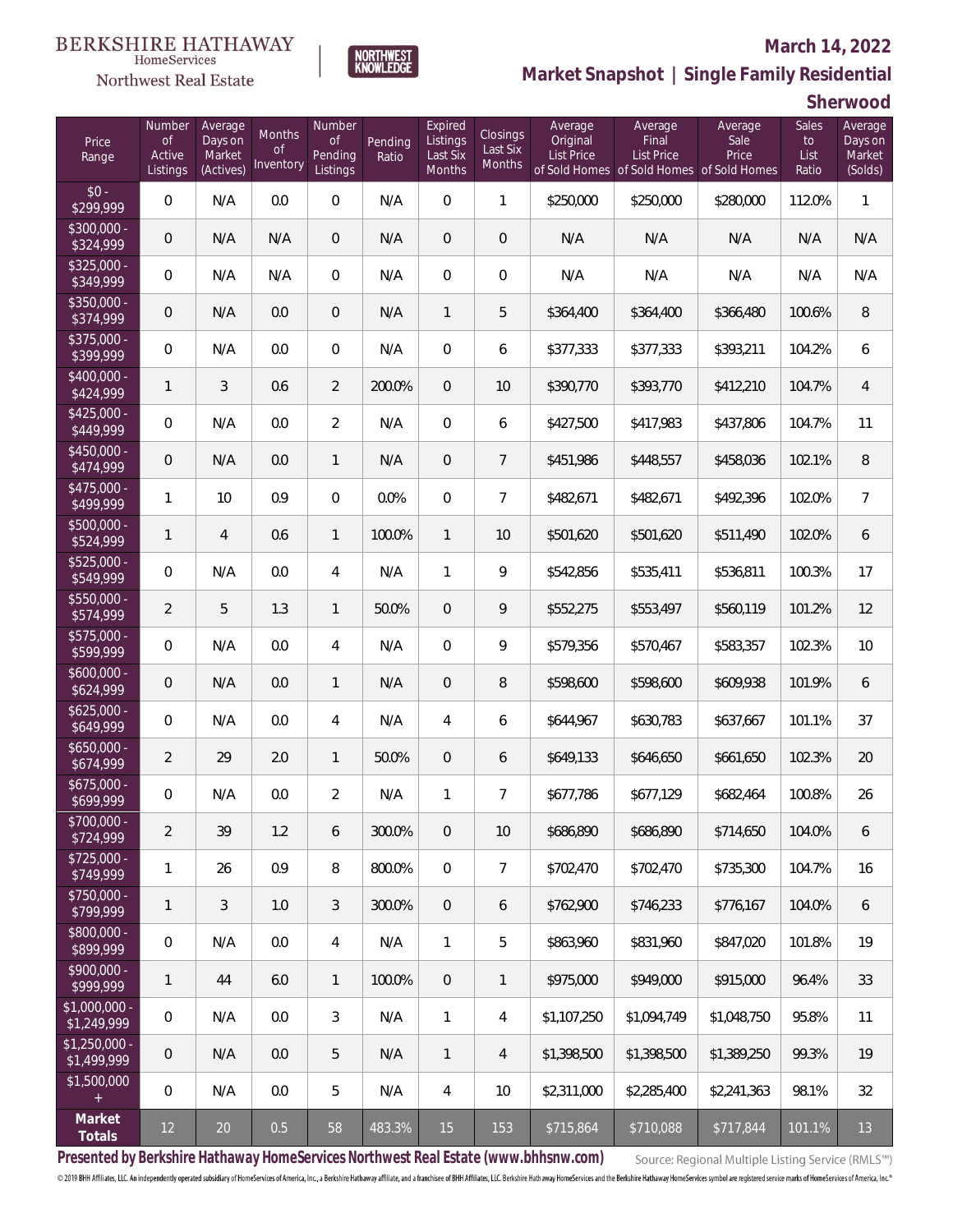BERKSHIRE HATHAWAY HomeServices Northwest Real Estate

NORTHWEST KNOWLEDGE

**March 14, 2022**

## Market Snapshot | Single Family Residential

## Sherwood

| Price Range | Number of Active Listings | Average Days on Market (Actives) | Months of Inventory | Number of Pending Listings | Pending Ratio | Expired Listings Last Six Months | Closings Last Six Months | Average Original List Price of Sold Homes | Average Final List Price of Sold Homes | Average Sale Price of Sold Homes | Sales to List Ratio | Average Days on Market (Solds) |
|---|---|---|---|---|---|---|---|---|---|---|---|---|
| $0 - $299,999 | 0 | N/A | 0.0 | 0 | N/A | 0 | 1 | $250,000 | $250,000 | $280,000 | 112.0% | 1 |
| $300,000 - $324,999 | 0 | N/A | N/A | 0 | N/A | 0 | 0 | N/A | N/A | N/A | N/A | N/A |
| $325,000 - $349,999 | 0 | N/A | N/A | 0 | N/A | 0 | 0 | N/A | N/A | N/A | N/A | N/A |
| $350,000 - $374,999 | 0 | N/A | 0.0 | 0 | N/A | 1 | 5 | $364,400 | $364,400 | $366,480 | 100.6% | 8 |
| $375,000 - $399,999 | 0 | N/A | 0.0 | 0 | N/A | 0 | 6 | $377,333 | $377,333 | $393,211 | 104.2% | 6 |
| $400,000 - $424,999 | 1 | 3 | 0.6 | 2 | 200.0% | 0 | 10 | $390,770 | $393,770 | $412,210 | 104.7% | 4 |
| $425,000 - $449,999 | 0 | N/A | 0.0 | 2 | N/A | 0 | 6 | $427,500 | $417,983 | $437,806 | 104.7% | 11 |
| $450,000 - $474,999 | 0 | N/A | 0.0 | 1 | N/A | 0 | 7 | $451,986 | $448,557 | $458,036 | 102.1% | 8 |
| $475,000 - $499,999 | 1 | 10 | 0.9 | 0 | 0.0% | 0 | 7 | $482,671 | $482,671 | $492,396 | 102.0% | 7 |
| $500,000 - $524,999 | 1 | 4 | 0.6 | 1 | 100.0% | 1 | 10 | $501,620 | $501,620 | $511,490 | 102.0% | 6 |
| $525,000 - $549,999 | 0 | N/A | 0.0 | 4 | N/A | 1 | 9 | $542,856 | $535,411 | $536,811 | 100.3% | 17 |
| $550,000 - $574,999 | 2 | 5 | 1.3 | 1 | 50.0% | 0 | 9 | $552,275 | $553,497 | $560,119 | 101.2% | 12 |
| $575,000 - $599,999 | 0 | N/A | 0.0 | 4 | N/A | 0 | 9 | $579,356 | $570,467 | $583,357 | 102.3% | 10 |
| $600,000 - $624,999 | 0 | N/A | 0.0 | 1 | N/A | 0 | 8 | $598,600 | $598,600 | $609,938 | 101.9% | 6 |
| $625,000 - $649,999 | 0 | N/A | 0.0 | 4 | N/A | 4 | 6 | $644,967 | $630,783 | $637,667 | 101.1% | 37 |
| $650,000 - $674,999 | 2 | 29 | 2.0 | 1 | 50.0% | 0 | 6 | $649,133 | $646,650 | $661,650 | 102.3% | 20 |
| $675,000 - $699,999 | 0 | N/A | 0.0 | 2 | N/A | 1 | 7 | $677,786 | $677,129 | $682,464 | 100.8% | 26 |
| $700,000 - $724,999 | 2 | 39 | 1.2 | 6 | 300.0% | 0 | 10 | $686,890 | $686,890 | $714,650 | 104.0% | 6 |
| $725,000 - $749,999 | 1 | 26 | 0.9 | 8 | 800.0% | 0 | 7 | $702,470 | $702,470 | $735,300 | 104.7% | 16 |
| $750,000 - $799,999 | 1 | 3 | 1.0 | 3 | 300.0% | 0 | 6 | $762,900 | $746,233 | $776,167 | 104.0% | 6 |
| $800,000 - $899,999 | 0 | N/A | 0.0 | 4 | N/A | 1 | 5 | $863,960 | $831,960 | $847,020 | 101.8% | 19 |
| $900,000 - $999,999 | 1 | 44 | 6.0 | 1 | 100.0% | 0 | 1 | $975,000 | $949,000 | $915,000 | 96.4% | 33 |
| $1,000,000 - $1,249,999 | 0 | N/A | 0.0 | 3 | N/A | 1 | 4 | $1,107,250 | $1,094,749 | $1,048,750 | 95.8% | 11 |
| $1,250,000 - $1,499,999 | 0 | N/A | 0.0 | 5 | N/A | 1 | 4 | $1,398,500 | $1,398,500 | $1,389,250 | 99.3% | 19 |
| $1,500,000 + | 0 | N/A | 0.0 | 5 | N/A | 4 | 10 | $2,311,000 | $2,285,400 | $2,241,363 | 98.1% | 32 |
| **Market Totals** | 12 | 20 | 0.5 | 58 | 483.3% | 15 | 153 | $715,864 | $710,088 | $717,844 | 101.1% | 13 |

**Presented by Berkshire Hathaway HomeServices Northwest Real Estate (www.bhhsnw.com)**

Source: Regional Multiple Listing Service (RMLS™)

© 2019 BHH Affiliates, LLC. An independently operated subsidiary of HomeServices of America, Inc., a Berkshire Hathaway affiliate, and a franchisee of BHH Affiliates, LLC. Berkshire Hathaway HomeServices and the Berkshire Hathaway HomeServices symbol are registered service marks of HomeServices of America, Inc.®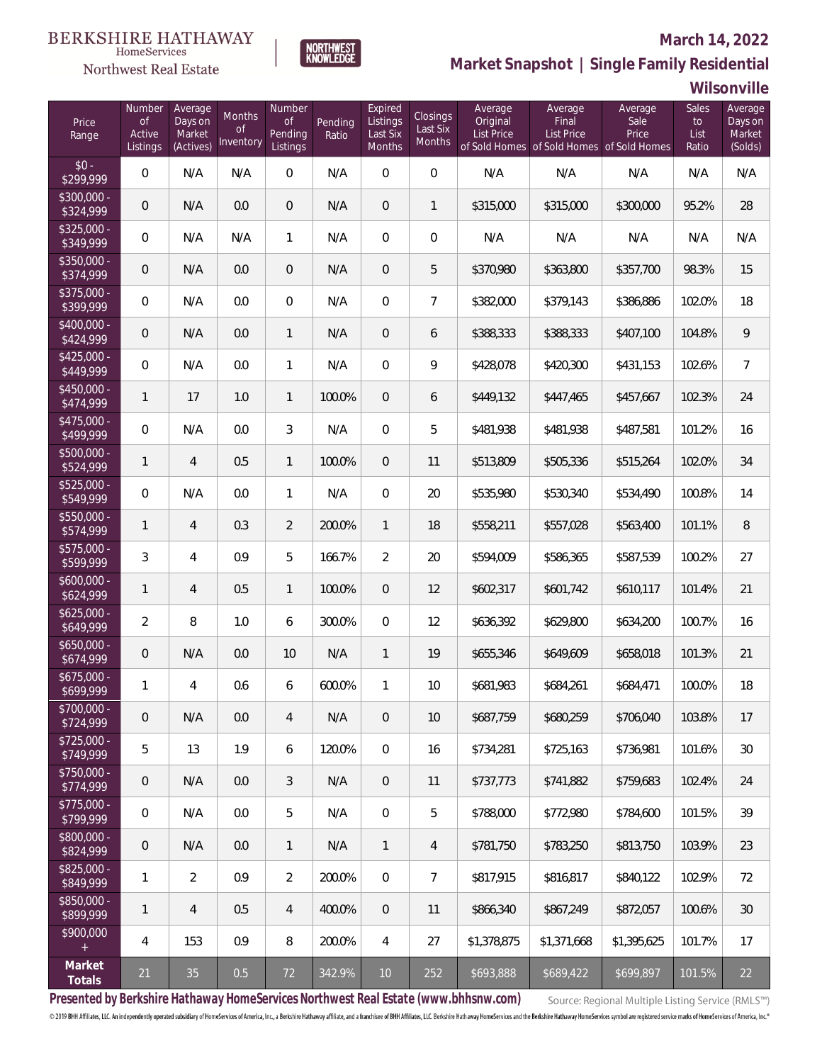BERKSHIRE HATHAWAY HomeServices Northwest Real Estate

NORTHWEST KNOWLEDGE

# March 14, 2022

## Market Snapshot | Single Family Residential

### Wilsonville

| Price Range | Number of Active Listings | Average Days on Market (Actives) | Months of Inventory | Number of Pending Listings | Pending Ratio | Expired Listings Last Six Months | Closings Last Six Months | Average Original List Price of Sold Homes | Average Final List Price of Sold Homes | Average Sale Price of Sold Homes | Sales to List Ratio | Average Days on Market (Solds) |
|---|---|---|---|---|---|---|---|---|---|---|---|---|
| $0 - $299,999 | 0 | N/A | N/A | 0 | N/A | 0 | 0 | N/A | N/A | N/A | N/A | N/A |
| $300,000 - $324,999 | 0 | N/A | 0.0 | 0 | N/A | 0 | 1 | $315,000 | $315,000 | $300,000 | 95.2% | 28 |
| $325,000 - $349,999 | 0 | N/A | N/A | 1 | N/A | 0 | 0 | N/A | N/A | N/A | N/A | N/A |
| $350,000 - $374,999 | 0 | N/A | 0.0 | 0 | N/A | 0 | 5 | $370,980 | $363,800 | $357,700 | 98.3% | 15 |
| $375,000 - $399,999 | 0 | N/A | 0.0 | 0 | N/A | 0 | 7 | $382,000 | $379,143 | $386,886 | 102.0% | 18 |
| $400,000 - $424,999 | 0 | N/A | 0.0 | 1 | N/A | 0 | 6 | $388,333 | $388,333 | $407,100 | 104.8% | 9 |
| $425,000 - $449,999 | 0 | N/A | 0.0 | 1 | N/A | 0 | 9 | $428,078 | $420,300 | $431,153 | 102.6% | 7 |
| $450,000 - $474,999 | 1 | 17 | 1.0 | 1 | 100.0% | 0 | 6 | $449,132 | $447,465 | $457,667 | 102.3% | 24 |
| $475,000 - $499,999 | 0 | N/A | 0.0 | 3 | N/A | 0 | 5 | $481,938 | $481,938 | $487,581 | 101.2% | 16 |
| $500,000 - $524,999 | 1 | 4 | 0.5 | 1 | 100.0% | 0 | 11 | $513,809 | $505,336 | $515,264 | 102.0% | 34 |
| $525,000 - $549,999 | 0 | N/A | 0.0 | 1 | N/A | 0 | 20 | $535,980 | $530,340 | $534,490 | 100.8% | 14 |
| $550,000 - $574,999 | 1 | 4 | 0.3 | 2 | 200.0% | 1 | 18 | $558,211 | $557,028 | $563,400 | 101.1% | 8 |
| $575,000 - $599,999 | 3 | 4 | 0.9 | 5 | 166.7% | 2 | 20 | $594,009 | $586,365 | $587,539 | 100.2% | 27 |
| $600,000 - $624,999 | 1 | 4 | 0.5 | 1 | 100.0% | 0 | 12 | $602,317 | $601,742 | $610,117 | 101.4% | 21 |
| $625,000 - $649,999 | 2 | 8 | 1.0 | 6 | 300.0% | 0 | 12 | $636,392 | $629,800 | $634,200 | 100.7% | 16 |
| $650,000 - $674,999 | 0 | N/A | 0.0 | 10 | N/A | 1 | 19 | $655,346 | $649,609 | $658,018 | 101.3% | 21 |
| $675,000 - $699,999 | 1 | 4 | 0.6 | 6 | 600.0% | 1 | 10 | $681,983 | $684,261 | $684,471 | 100.0% | 18 |
| $700,000 - $724,999 | 0 | N/A | 0.0 | 4 | N/A | 0 | 10 | $687,759 | $680,259 | $706,040 | 103.8% | 17 |
| $725,000 - $749,999 | 5 | 13 | 1.9 | 6 | 120.0% | 0 | 16 | $734,281 | $725,163 | $736,981 | 101.6% | 30 |
| $750,000 - $774,999 | 0 | N/A | 0.0 | 3 | N/A | 0 | 11 | $737,773 | $741,882 | $759,683 | 102.4% | 24 |
| $775,000 - $799,999 | 0 | N/A | 0.0 | 5 | N/A | 0 | 5 | $788,000 | $772,980 | $784,600 | 101.5% | 39 |
| $800,000 - $824,999 | 0 | N/A | 0.0 | 1 | N/A | 1 | 4 | $781,750 | $783,250 | $813,750 | 103.9% | 23 |
| $825,000 - $849,999 | 1 | 2 | 0.9 | 2 | 200.0% | 0 | 7 | $817,915 | $816,817 | $840,122 | 102.9% | 72 |
| $850,000 - $899,999 | 1 | 4 | 0.5 | 4 | 400.0% | 0 | 11 | $866,340 | $867,249 | $872,057 | 100.6% | 30 |
| $900,000 + | 4 | 153 | 0.9 | 8 | 200.0% | 4 | 27 | $1,378,875 | $1,371,668 | $1,395,625 | 101.7% | 17 |
| **Market Totals** | 21 | 35 | 0.5 | 72 | 342.9% | 10 | 252 | $693,888 | $689,422 | $699,897 | 101.5% | 22 |

**Presented by Berkshire Hathaway HomeServices Northwest Real Estate (www.bhhsnw.com)**

Source: Regional Multiple Listing Service (RMLS™)

© 2019 BHH Affiliates, LLC. An independently operated subsidiary of HomeServices of America, Inc., a Berkshire Hathaway affiliate, and a franchisee of BHH Affiliates, LLC. Berkshire Hathaway HomeServices and the Berkshire Hathaway HomeServices symbol are registered service marks of HomeServices of America, Inc.®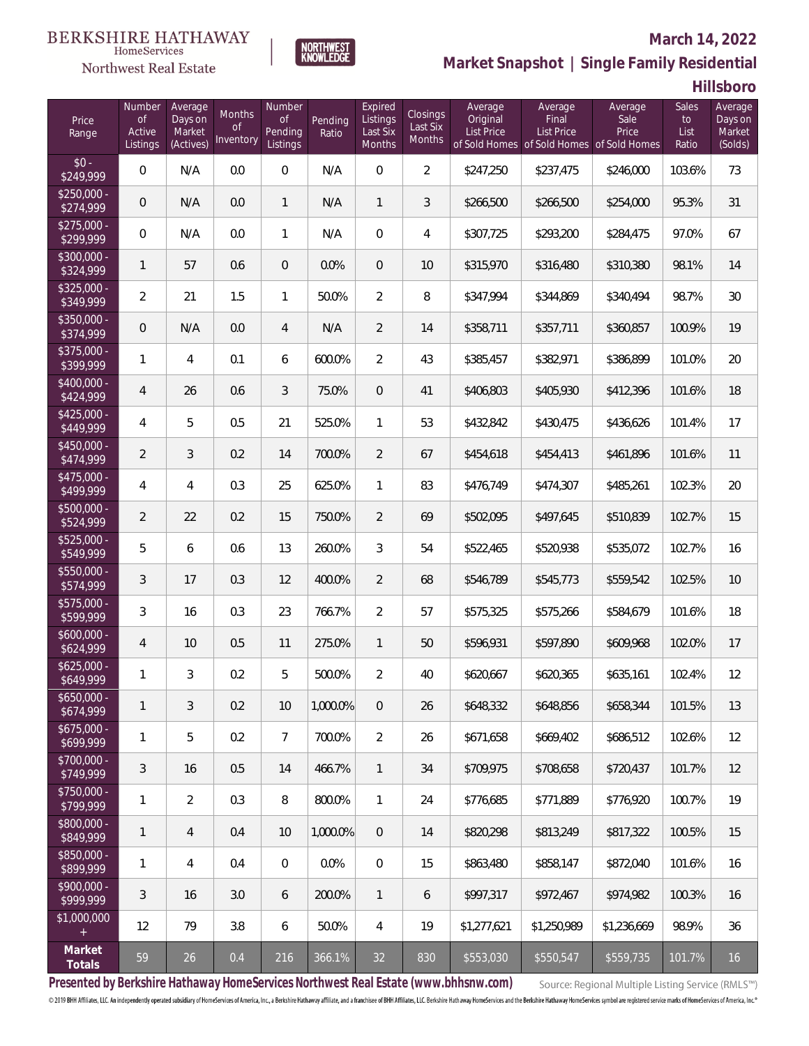BERKSHIRE HATHAWAY HomeServices Northwest Real Estate

NORTHWEST KNOWLEDGE

**March 14, 2022**

## Market Snapshot | Single Family Residential

### Hillsboro

| Price Range | Number of Active Listings | Average Days on Market (Actives) | Months of Inventory | Number of Pending Listings | Pending Ratio | Expired Listings Last Six Months | Closings Last Six Months | Average Original List Price of Sold Homes | Average Final List Price of Sold Homes | Average Sale Price of Sold Homes | Sales to List Ratio | Average Days on Market (Solds) |
|---|---|---|---|---|---|---|---|---|---|---|---|---|
| $0 - $249,999 | 0 | N/A | 0.0 | 0 | N/A | 0 | 2 | $247,250 | $237,475 | $246,000 | 103.6% | 73 |
| $250,000 - $274,999 | 0 | N/A | 0.0 | 1 | N/A | 1 | 3 | $266,500 | $266,500 | $254,000 | 95.3% | 31 |
| $275,000 - $299,999 | 0 | N/A | 0.0 | 1 | N/A | 0 | 4 | $307,725 | $293,200 | $284,475 | 97.0% | 67 |
| $300,000 - $324,999 | 1 | 57 | 0.6 | 0 | 0.0% | 0 | 10 | $315,970 | $316,480 | $310,380 | 98.1% | 14 |
| $325,000 - $349,999 | 2 | 21 | 1.5 | 1 | 50.0% | 2 | 8 | $347,994 | $344,869 | $340,494 | 98.7% | 30 |
| $350,000 - $374,999 | 0 | N/A | 0.0 | 4 | N/A | 2 | 14 | $358,711 | $357,711 | $360,857 | 100.9% | 19 |
| $375,000 - $399,999 | 1 | 4 | 0.1 | 6 | 600.0% | 2 | 43 | $385,457 | $382,971 | $386,899 | 101.0% | 20 |
| $400,000 - $424,999 | 4 | 26 | 0.6 | 3 | 75.0% | 0 | 41 | $406,803 | $405,930 | $412,396 | 101.6% | 18 |
| $425,000 - $449,999 | 4 | 5 | 0.5 | 21 | 525.0% | 1 | 53 | $432,842 | $430,475 | $436,626 | 101.4% | 17 |
| $450,000 - $474,999 | 2 | 3 | 0.2 | 14 | 700.0% | 2 | 67 | $454,618 | $454,413 | $461,896 | 101.6% | 11 |
| $475,000 - $499,999 | 4 | 4 | 0.3 | 25 | 625.0% | 1 | 83 | $476,749 | $474,307 | $485,261 | 102.3% | 20 |
| $500,000 - $524,999 | 2 | 22 | 0.2 | 15 | 750.0% | 2 | 69 | $502,095 | $497,645 | $510,839 | 102.7% | 15 |
| $525,000 - $549,999 | 5 | 6 | 0.6 | 13 | 260.0% | 3 | 54 | $522,465 | $520,938 | $535,072 | 102.7% | 16 |
| $550,000 - $574,999 | 3 | 17 | 0.3 | 12 | 400.0% | 2 | 68 | $546,789 | $545,773 | $559,542 | 102.5% | 10 |
| $575,000 - $599,999 | 3 | 16 | 0.3 | 23 | 766.7% | 2 | 57 | $575,325 | $575,266 | $584,679 | 101.6% | 18 |
| $600,000 - $624,999 | 4 | 10 | 0.5 | 11 | 275.0% | 1 | 50 | $596,931 | $597,890 | $609,968 | 102.0% | 17 |
| $625,000 - $649,999 | 1 | 3 | 0.2 | 5 | 500.0% | 2 | 40 | $620,667 | $620,365 | $635,161 | 102.4% | 12 |
| $650,000 - $674,999 | 1 | 3 | 0.2 | 10 | 1,000.0% | 0 | 26 | $648,332 | $648,856 | $658,344 | 101.5% | 13 |
| $675,000 - $699,999 | 1 | 5 | 0.2 | 7 | 700.0% | 2 | 26 | $671,658 | $669,402 | $686,512 | 102.6% | 12 |
| $700,000 - $749,999 | 3 | 16 | 0.5 | 14 | 466.7% | 1 | 34 | $709,975 | $708,658 | $720,437 | 101.7% | 12 |
| $750,000 - $799,999 | 1 | 2 | 0.3 | 8 | 800.0% | 1 | 24 | $776,685 | $771,889 | $776,920 | 100.7% | 19 |
| $800,000 - $849,999 | 1 | 4 | 0.4 | 10 | 1,000.0% | 0 | 14 | $820,298 | $813,249 | $817,322 | 100.5% | 15 |
| $850,000 - $899,999 | 1 | 4 | 0.4 | 0 | 0.0% | 0 | 15 | $863,480 | $858,147 | $872,040 | 101.6% | 16 |
| $900,000 - $999,999 | 3 | 16 | 3.0 | 6 | 200.0% | 1 | 6 | $997,317 | $972,467 | $974,982 | 100.3% | 16 |
| $1,000,000 + | 12 | 79 | 3.8 | 6 | 50.0% | 4 | 19 | $1,277,621 | $1,250,989 | $1,236,669 | 98.9% | 36 |
| **Market Totals** | 59 | 26 | 0.4 | 216 | 366.1% | 32 | 830 | $553,030 | $550,547 | $559,735 | 101.7% | 16 |

**Presented by Berkshire Hathaway HomeServices Northwest Real Estate (www.bhhsnw.com)**

Source: Regional Multiple Listing Service (RMLS™)

© 2019 BHH Affiliates, LLC. An independently operated subsidiary of HomeServices of America, Inc., a Berkshire Hathaway affiliate, and a franchisee of BHH Affiliates, LLC. Berkshire Hathaway HomeServices and the Berkshire Hathaway HomeServices symbol are registered service marks of HomeServices of America, Inc.®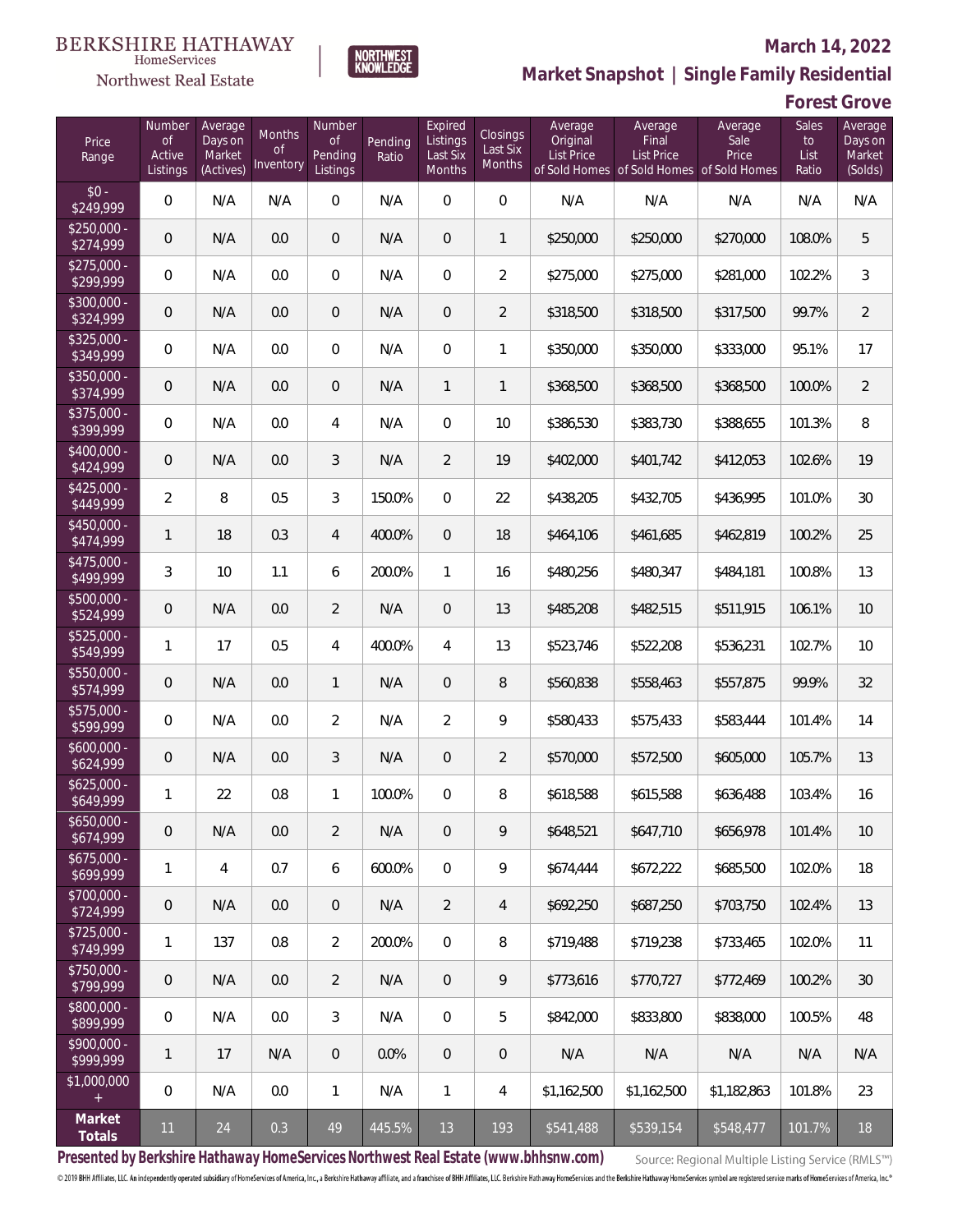BERKSHIRE HATHAWAY
HomeServices
Northwest Real Estate

NORTHWEST KNOWLEDGE

**March 14, 2022**

## Market Snapshot | Single Family Residential

## Forest Grove

| Price Range | Number of Active Listings | Average Days on Market (Actives) | Months of Inventory | Number of Pending Listings | Pending Ratio | Expired Listings Last Six Months | Closings Last Six Months | Average Original List Price of Sold Homes | Average Final List Price of Sold Homes | Average Sale Price of Sold Homes | Sales to List Ratio | Average Days on Market (Solds) |
|---|---|---|---|---|---|---|---|---|---|---|---|---|
| $0 - $249,999 | 0 | N/A | N/A | 0 | N/A | 0 | 0 | N/A | N/A | N/A | N/A | N/A |
| $250,000 - $274,999 | 0 | N/A | 0.0 | 0 | N/A | 0 | 1 | $250,000 | $250,000 | $270,000 | 108.0% | 5 |
| $275,000 - $299,999 | 0 | N/A | 0.0 | 0 | N/A | 0 | 2 | $275,000 | $275,000 | $281,000 | 102.2% | 3 |
| $300,000 - $324,999 | 0 | N/A | 0.0 | 0 | N/A | 0 | 2 | $318,500 | $318,500 | $317,500 | 99.7% | 2 |
| $325,000 - $349,999 | 0 | N/A | 0.0 | 0 | N/A | 0 | 1 | $350,000 | $350,000 | $333,000 | 95.1% | 17 |
| $350,000 - $374,999 | 0 | N/A | 0.0 | 0 | N/A | 1 | 1 | $368,500 | $368,500 | $368,500 | 100.0% | 2 |
| $375,000 - $399,999 | 0 | N/A | 0.0 | 4 | N/A | 0 | 10 | $386,530 | $383,730 | $388,655 | 101.3% | 8 |
| $400,000 - $424,999 | 0 | N/A | 0.0 | 3 | N/A | 2 | 19 | $402,000 | $401,742 | $412,053 | 102.6% | 19 |
| $425,000 - $449,999 | 2 | 8 | 0.5 | 3 | 150.0% | 0 | 22 | $438,205 | $432,705 | $436,995 | 101.0% | 30 |
| $450,000 - $474,999 | 1 | 18 | 0.3 | 4 | 400.0% | 0 | 18 | $464,106 | $461,685 | $462,819 | 100.2% | 25 |
| $475,000 - $499,999 | 3 | 10 | 1.1 | 6 | 200.0% | 1 | 16 | $480,256 | $480,347 | $484,181 | 100.8% | 13 |
| $500,000 - $524,999 | 0 | N/A | 0.0 | 2 | N/A | 0 | 13 | $485,208 | $482,515 | $511,915 | 106.1% | 10 |
| $525,000 - $549,999 | 1 | 17 | 0.5 | 4 | 400.0% | 4 | 13 | $523,746 | $522,208 | $536,231 | 102.7% | 10 |
| $550,000 - $574,999 | 0 | N/A | 0.0 | 1 | N/A | 0 | 8 | $560,838 | $558,463 | $557,875 | 99.9% | 32 |
| $575,000 - $599,999 | 0 | N/A | 0.0 | 2 | N/A | 2 | 9 | $580,433 | $575,433 | $583,444 | 101.4% | 14 |
| $600,000 - $624,999 | 0 | N/A | 0.0 | 3 | N/A | 0 | 2 | $570,000 | $572,500 | $605,000 | 105.7% | 13 |
| $625,000 - $649,999 | 1 | 22 | 0.8 | 1 | 100.0% | 0 | 8 | $618,588 | $615,588 | $636,488 | 103.4% | 16 |
| $650,000 - $674,999 | 0 | N/A | 0.0 | 2 | N/A | 0 | 9 | $648,521 | $647,710 | $656,978 | 101.4% | 10 |
| $675,000 - $699,999 | 1 | 4 | 0.7 | 6 | 600.0% | 0 | 9 | $674,444 | $672,222 | $685,500 | 102.0% | 18 |
| $700,000 - $724,999 | 0 | N/A | 0.0 | 0 | N/A | 2 | 4 | $692,250 | $687,250 | $703,750 | 102.4% | 13 |
| $725,000 - $749,999 | 1 | 137 | 0.8 | 2 | 200.0% | 0 | 8 | $719,488 | $719,238 | $733,465 | 102.0% | 11 |
| $750,000 - $799,999 | 0 | N/A | 0.0 | 2 | N/A | 0 | 9 | $773,616 | $770,727 | $772,469 | 100.2% | 30 |
| $800,000 - $899,999 | 0 | N/A | 0.0 | 3 | N/A | 0 | 5 | $842,000 | $833,800 | $838,000 | 100.5% | 48 |
| $900,000 - $999,999 | 1 | 17 | N/A | 0 | 0.0% | 0 | 0 | N/A | N/A | N/A | N/A | N/A |
| $1,000,000 + | 0 | N/A | 0.0 | 1 | N/A | 1 | 4 | $1,162,500 | $1,162,500 | $1,182,863 | 101.8% | 23 |
| **Market Totals** | 11 | 24 | 0.3 | 49 | 445.5% | 13 | 193 | $541,488 | $539,154 | $548,477 | 101.7% | 18 |

**Presented by Berkshire Hathaway HomeServices Northwest Real Estate (www.bhhsnw.com)**

Source: Regional Multiple Listing Service (RMLS™)

© 2019 BHH Affiliates, LLC. An independently operated subsidiary of HomeServices of America, Inc., a Berkshire Hathaway affiliate, and a franchisee of BHH Affiliates, LLC. Berkshire Hathaway HomeServices and the Berkshire Hathaway HomeServices symbol are registered service marks of HomeServices of America, Inc.®